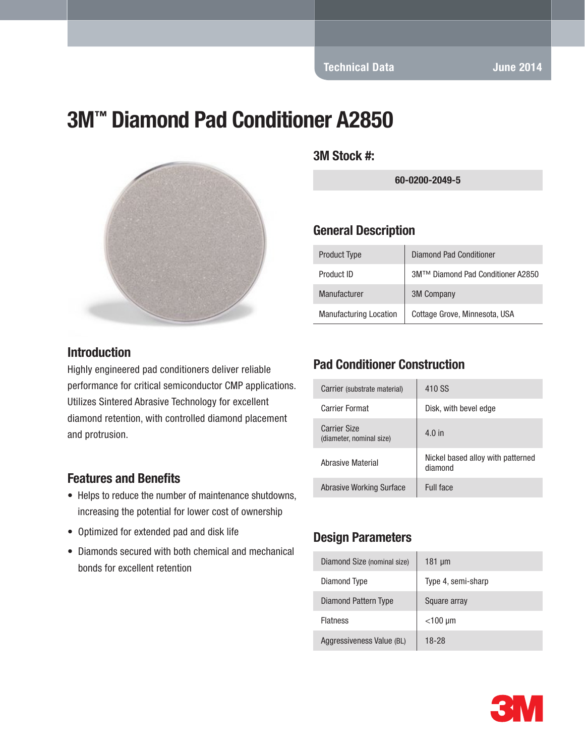Technical Data June 2014

# 3M™ Diamond Pad Conditioner A2850

## 3M Stock #:

| 60-0200-2049-5 |
|---|

## General Description

| | |
|---|---|
| Product Type | Diamond Pad Conditioner |
| Product ID | 3M™ Diamond Pad Conditioner A2850 |
| Manufacturer | 3M Company |
| Manufacturing Location | Cottage Grove, Minnesota, USA |

## Introduction

Highly engineered pad conditioners deliver reliable performance for critical semiconductor CMP applications. Utilizes Sintered Abrasive Technology for excellent diamond retention, with controlled diamond placement and protrusion.

## Features and Benefits

- Helps to reduce the number of maintenance shutdowns, increasing the potential for lower cost of ownership
- Optimized for extended pad and disk life
- Diamonds secured with both chemical and mechanical bonds for excellent retention

## Pad Conditioner Construction

| | |
|---|---|
| Carrier (substrate material) | 410 SS |
| Carrier Format | Disk, with bevel edge |
| Carrier Size (diameter, nominal size) | 4.0 in |
| Abrasive Material | Nickel based alloy with patterned diamond |
| Abrasive Working Surface | Full face |

## Design Parameters

| | |
|---|---|
| Diamond Size (nominal size) | 181 µm |
| Diamond Type | Type 4, semi-sharp |
| Diamond Pattern Type | Square array |
| Flatness | <100 µm |
| Aggressiveness Value (BL) | 18-28 |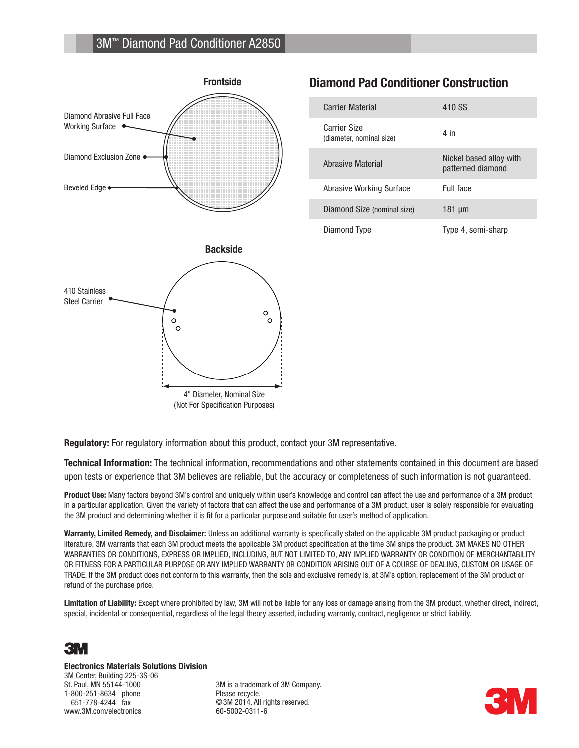## 3M™ Diamond Pad Conditioner A2850

**Frontside**

Diamond Abrasive Full Face Working Surface

Diamond Exclusion Zone

Beveled Edge

**Backside**

410 Stainless Steel Carrier

4" Diameter, Nominal Size (Not For Specification Purposes)

## Diamond Pad Conditioner Construction

| | |
|---|---|
| Carrier Material | 410 SS |
| Carrier Size (diameter, nominal size) | 4 in |
| Abrasive Material | Nickel based alloy with patterned diamond |
| Abrasive Working Surface | Full face |
| Diamond Size (nominal size) | 181 µm |
| Diamond Type | Type 4, semi-sharp |

**Regulatory:** For regulatory information about this product, contact your 3M representative.

**Technical Information:** The technical information, recommendations and other statements contained in this document are based upon tests or experience that 3M believes are reliable, but the accuracy or completeness of such information is not guaranteed.

**Product Use:** Many factors beyond 3M's control and uniquely within user's knowledge and control can affect the use and performance of a 3M product in a particular application. Given the variety of factors that can affect the use and performance of a 3M product, user is solely responsible for evaluating the 3M product and determining whether it is fit for a particular purpose and suitable for user's method of application.

**Warranty, Limited Remedy, and Disclaimer:** Unless an additional warranty is specifically stated on the applicable 3M product packaging or product literature, 3M warrants that each 3M product meets the applicable 3M product specification at the time 3M ships the product. 3M MAKES NO OTHER WARRANTIES OR CONDITIONS, EXPRESS OR IMPLIED, INCLUDING, BUT NOT LIMITED TO, ANY IMPLIED WARRANTY OR CONDITION OF MERCHANTABILITY OR FITNESS FOR A PARTICULAR PURPOSE OR ANY IMPLIED WARRANTY OR CONDITION ARISING OUT OF A COURSE OF DEALING, CUSTOM OR USAGE OF TRADE. If the 3M product does not conform to this warranty, then the sole and exclusive remedy is, at 3M's option, replacement of the 3M product or refund of the purchase price.

**Limitation of Liability:** Except where prohibited by law, 3M will not be liable for any loss or damage arising from the 3M product, whether direct, indirect, special, incidental or consequential, regardless of the legal theory asserted, including warranty, contract, negligence or strict liability.

3M

**Electronics Materials Solutions Division**
3M Center, Building 225-3S-06
St. Paul, MN 55144-1000
1-800-251-8634 phone
651-778-4244 fax
www.3M.com/electronics

3M is a trademark of 3M Company.
Please recycle.
© 3M 2014. All rights reserved.
60-5002-0311-6

3M